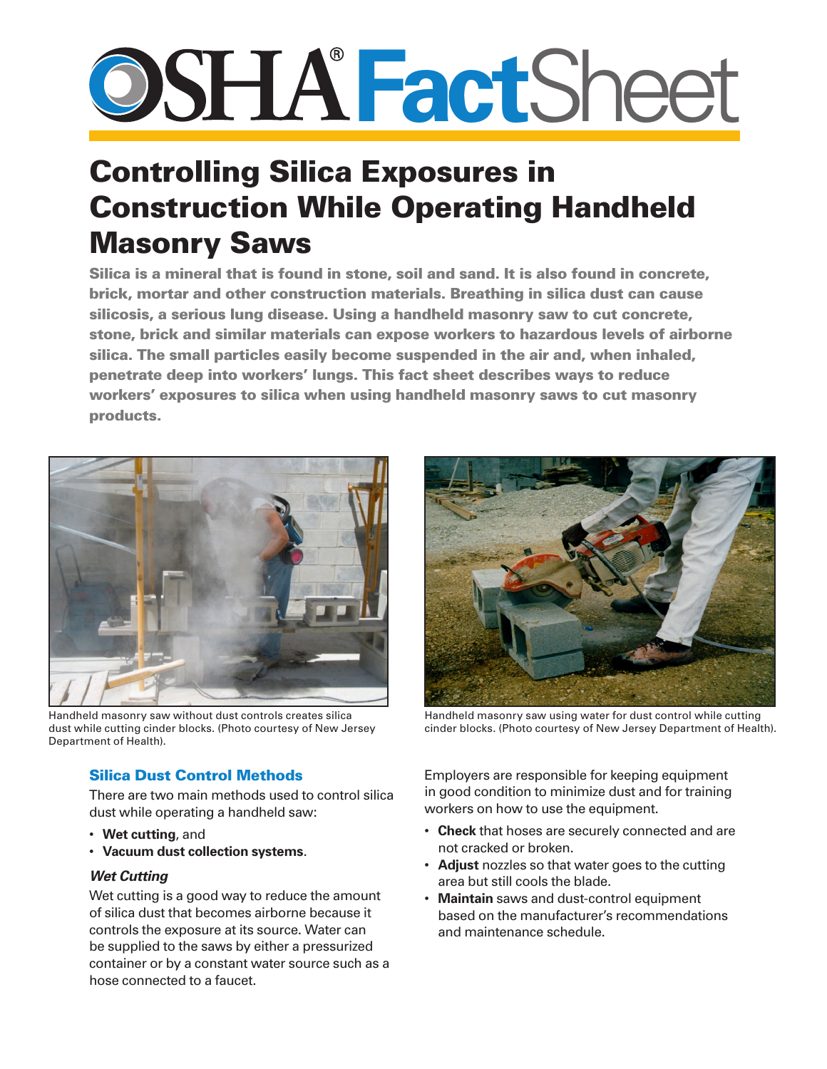# OSHA® FactSheet

## Controlling Silica Exposures in Construction While Operating Handheld Masonry Saws

**Silica is a mineral that is found in stone, soil and sand. It is also found in concrete, brick, mortar and other construction materials. Breathing in silica dust can cause silicosis, a serious lung disease. Using a handheld masonry saw to cut concrete, stone, brick and similar materials can expose workers to hazardous levels of airborne silica. The small particles easily become suspended in the air and, when inhaled, penetrate deep into workers' lungs. This fact sheet describes ways to reduce workers' exposures to silica when using handheld masonry saws to cut masonry products.**

Handheld masonry saw without dust controls creates silica dust while cutting cinder blocks. (Photo courtesy of New Jersey Department of Health).

Handheld masonry saw using water for dust control while cutting cinder blocks. (Photo courtesy of New Jersey Department of Health).

### Silica Dust Control Methods

There are two main methods used to control silica dust while operating a handheld saw:

- **Wet cutting**, and
- **Vacuum dust collection systems**.

#### *Wet Cutting*

Wet cutting is a good way to reduce the amount of silica dust that becomes airborne because it controls the exposure at its source. Water can be supplied to the saws by either a pressurized container or by a constant water source such as a hose connected to a faucet.

Employers are responsible for keeping equipment in good condition to minimize dust and for training workers on how to use the equipment.

- **Check** that hoses are securely connected and are not cracked or broken.
- **Adjust** nozzles so that water goes to the cutting area but still cools the blade.
- **Maintain** saws and dust-control equipment based on the manufacturer's recommendations and maintenance schedule.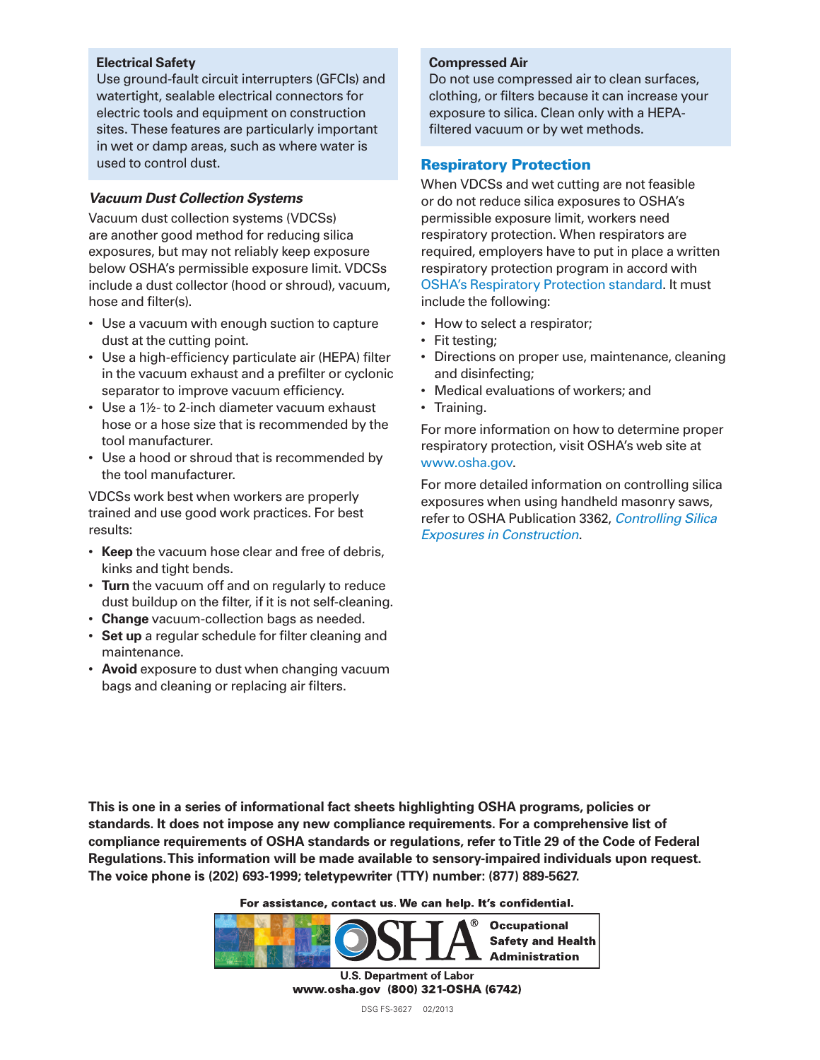**Electrical Safety**
Use ground-fault circuit interrupters (GFCIs) and watertight, sealable electrical connectors for electric tools and equipment on construction sites. These features are particularly important in wet or damp areas, such as where water is used to control dust.

### *Vacuum Dust Collection Systems*

Vacuum dust collection systems (VDCSs) are another good method for reducing silica exposures, but may not reliably keep exposure below OSHA's permissible exposure limit. VDCSs include a dust collector (hood or shroud), vacuum, hose and filter(s).

- Use a vacuum with enough suction to capture dust at the cutting point.
- Use a high-efficiency particulate air (HEPA) filter in the vacuum exhaust and a prefilter or cyclonic separator to improve vacuum efficiency.
- Use a 1½- to 2-inch diameter vacuum exhaust hose or a hose size that is recommended by the tool manufacturer.
- Use a hood or shroud that is recommended by the tool manufacturer.

VDCSs work best when workers are properly trained and use good work practices. For best results:

- **Keep** the vacuum hose clear and free of debris, kinks and tight bends.
- **Turn** the vacuum off and on regularly to reduce dust buildup on the filter, if it is not self-cleaning.
- **Change** vacuum-collection bags as needed.
- **Set up** a regular schedule for filter cleaning and maintenance.
- **Avoid** exposure to dust when changing vacuum bags and cleaning or replacing air filters.

**Compressed Air**
Do not use compressed air to clean surfaces, clothing, or filters because it can increase your exposure to silica. Clean only with a HEPA-filtered vacuum or by wet methods.

## Respiratory Protection

When VDCSs and wet cutting are not feasible or do not reduce silica exposures to OSHA's permissible exposure limit, workers need respiratory protection. When respirators are required, employers have to put in place a written respiratory protection program in accord with OSHA's Respiratory Protection standard. It must include the following:

- How to select a respirator;
- Fit testing;
- Directions on proper use, maintenance, cleaning and disinfecting;
- Medical evaluations of workers; and
- Training.

For more information on how to determine proper respiratory protection, visit OSHA's web site at www.osha.gov.

For more detailed information on controlling silica exposures when using handheld masonry saws, refer to OSHA Publication 3362, *Controlling Silica Exposures in Construction*.

**This is one in a series of informational fact sheets highlighting OSHA programs, policies or standards. It does not impose any new compliance requirements. For a comprehensive list of compliance requirements of OSHA standards or regulations, refer to Title 29 of the Code of Federal Regulations. This information will be made available to sensory-impaired individuals upon request. The voice phone is (202) 693-1999; teletypewriter (TTY) number: (877) 889-5627.**

**For assistance, contact us. We can help. It's confidential.**

**OSHA® Occupational Safety and Health Administration**

**U.S. Department of Labor**
**www.osha.gov (800) 321-OSHA (6742)**

DSG FS-3627 02/2013